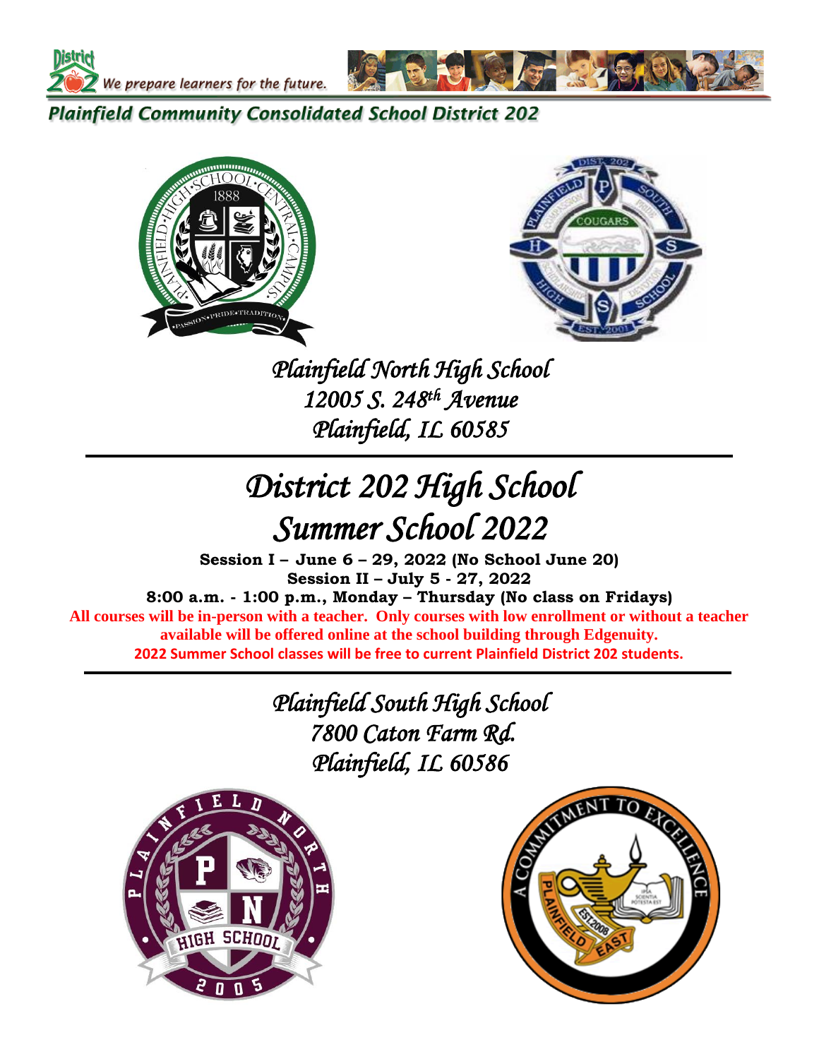We prepare learners for the future.

**Plainfield Community Consolidated School District 202**

*Plainfield North High School*
*12005 S. 248th Avenue*
*Plainfield, IL 60585*

---

# *District 202 High School Summer School 2022*

**Session I – June 6 – 29, 2022 (No School June 20)**
**Session II – July 5 - 27, 2022**
**8:00 a.m. - 1:00 p.m., Monday – Thursday (No class on Fridays)**

**All courses will be in-person with a teacher. Only courses with low enrollment or without a teacher available will be offered online at the school building through Edgenuity.**

**2022 Summer School classes will be free to current Plainfield District 202 students.**

---

*Plainfield South High School*
*7800 Caton Farm Rd.*
*Plainfield, IL 60586*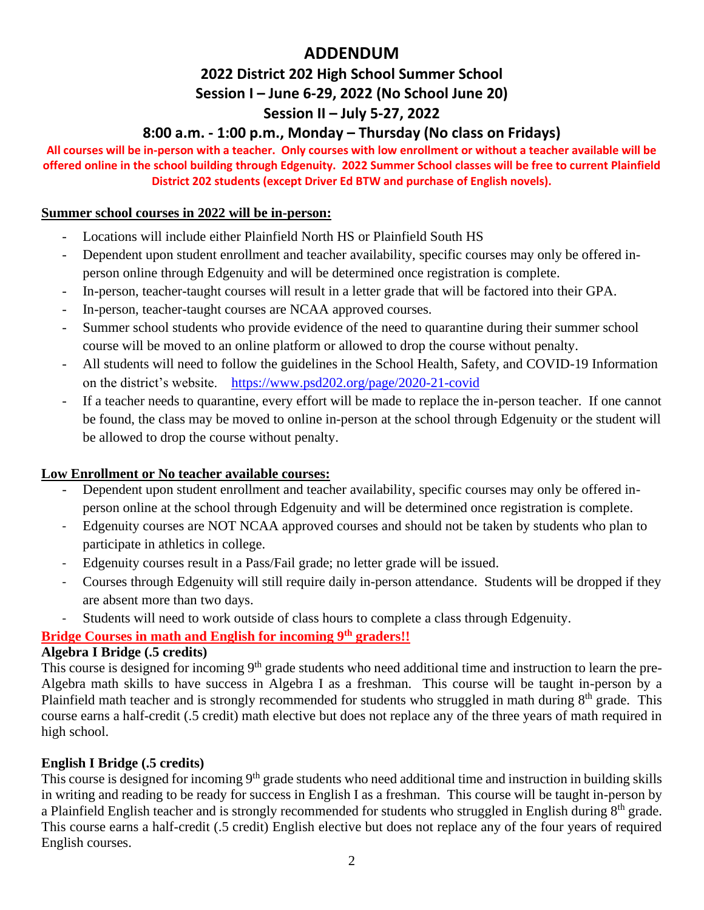# ADDENDUM

## 2022 District 202 High School Summer School

## Session I – June 6-29, 2022 (No School June 20)

## Session II – July 5-27, 2022

## 8:00 a.m. - 1:00 p.m., Monday – Thursday (No class on Fridays)

**All courses will be in-person with a teacher. Only courses with low enrollment or without a teacher available will be offered online in the school building through Edgenuity. 2022 Summer School classes will be free to current Plainfield District 202 students (except Driver Ed BTW and purchase of English novels).**

**Summer school courses in 2022 will be in-person:**

- Locations will include either Plainfield North HS or Plainfield South HS
- Dependent upon student enrollment and teacher availability, specific courses may only be offered in-person online through Edgenuity and will be determined once registration is complete.
- In-person, teacher-taught courses will result in a letter grade that will be factored into their GPA.
- In-person, teacher-taught courses are NCAA approved courses.
- Summer school students who provide evidence of the need to quarantine during their summer school course will be moved to an online platform or allowed to drop the course without penalty.
- All students will need to follow the guidelines in the School Health, Safety, and COVID-19 Information on the district's website. https://www.psd202.org/page/2020-21-covid
- If a teacher needs to quarantine, every effort will be made to replace the in-person teacher. If one cannot be found, the class may be moved to online in-person at the school through Edgenuity or the student will be allowed to drop the course without penalty.

**Low Enrollment or No teacher available courses:**

- Dependent upon student enrollment and teacher availability, specific courses may only be offered in-person online at the school through Edgenuity and will be determined once registration is complete.
- Edgenuity courses are NOT NCAA approved courses and should not be taken by students who plan to participate in athletics in college.
- Edgenuity courses result in a Pass/Fail grade; no letter grade will be issued.
- Courses through Edgenuity will still require daily in-person attendance. Students will be dropped if they are absent more than two days.
- Students will need to work outside of class hours to complete a class through Edgenuity.

**Bridge Courses in math and English for incoming 9th graders!!**

**Algebra I Bridge (.5 credits)**

This course is designed for incoming 9th grade students who need additional time and instruction to learn the pre-Algebra math skills to have success in Algebra I as a freshman. This course will be taught in-person by a Plainfield math teacher and is strongly recommended for students who struggled in math during 8th grade. This course earns a half-credit (.5 credit) math elective but does not replace any of the three years of math required in high school.

**English I Bridge (.5 credits)**

This course is designed for incoming 9th grade students who need additional time and instruction in building skills in writing and reading to be ready for success in English I as a freshman. This course will be taught in-person by a Plainfield English teacher and is strongly recommended for students who struggled in English during 8th grade. This course earns a half-credit (.5 credit) English elective but does not replace any of the four years of required English courses.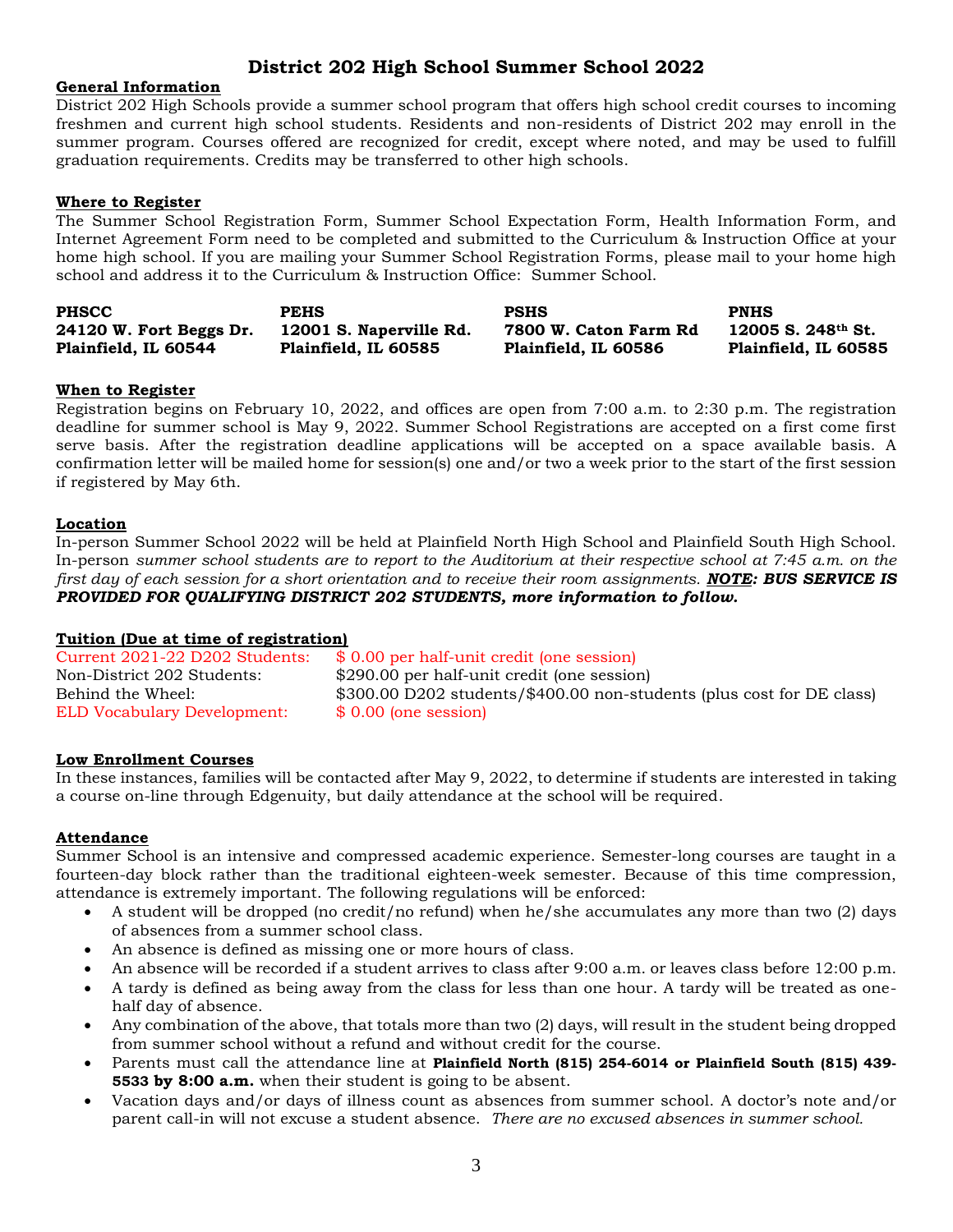# District 202 High School Summer School 2022

## General Information

District 202 High Schools provide a summer school program that offers high school credit courses to incoming freshmen and current high school students. Residents and non-residents of District 202 may enroll in the summer program. Courses offered are recognized for credit, except where noted, and may be used to fulfill graduation requirements. Credits may be transferred to other high schools.

## Where to Register

The Summer School Registration Form, Summer School Expectation Form, Health Information Form, and Internet Agreement Form need to be completed and submitted to the Curriculum & Instruction Office at your home high school. If you are mailing your Summer School Registration Forms, please mail to your home high school and address it to the Curriculum & Instruction Office: Summer School.

| **PHSCC** | **PEHS** | **PSHS** | **PNHS** |
|---|---|---|---|
| **24120 W. Fort Beggs Dr.** | **12001 S. Naperville Rd.** | **7800 W. Caton Farm Rd** | **12005 S. 248th St.** |
| **Plainfield, IL 60544** | **Plainfield, IL 60585** | **Plainfield, IL 60586** | **Plainfield, IL 60585** |

## When to Register

Registration begins on February 10, 2022, and offices are open from 7:00 a.m. to 2:30 p.m. The registration deadline for summer school is May 9, 2022. Summer School Registrations are accepted on a first come first serve basis. After the registration deadline applications will be accepted on a space available basis. A confirmation letter will be mailed home for session(s) one and/or two a week prior to the start of the first session if registered by May 6th.

## Location

In-person Summer School 2022 will be held at Plainfield North High School and Plainfield South High School. In-person *summer school students are to report to the Auditorium at their respective school at 7:45 a.m. on the first day of each session for a short orientation and to receive their room assignments.* ***NOTE: BUS SERVICE IS PROVIDED FOR QUALIFYING DISTRICT 202 STUDENTS, more information to follow.***

## Tuition (Due at time of registration)

| | |
|---|---|
| Current 2021-22 D202 Students: | $ 0.00 per half-unit credit (one session) |
| Non-District 202 Students: | $290.00 per half-unit credit (one session) |
| Behind the Wheel: | $300.00 D202 students/$400.00 non-students (plus cost for DE class) |
| ELD Vocabulary Development: | $ 0.00 (one session) |

## Low Enrollment Courses

In these instances, families will be contacted after May 9, 2022, to determine if students are interested in taking a course on-line through Edgenuity, but daily attendance at the school will be required.

## Attendance

Summer School is an intensive and compressed academic experience. Semester-long courses are taught in a fourteen-day block rather than the traditional eighteen-week semester. Because of this time compression, attendance is extremely important. The following regulations will be enforced:

- A student will be dropped (no credit/no refund) when he/she accumulates any more than two (2) days of absences from a summer school class.
- An absence is defined as missing one or more hours of class.
- An absence will be recorded if a student arrives to class after 9:00 a.m. or leaves class before 12:00 p.m.
- A tardy is defined as being away from the class for less than one hour. A tardy will be treated as one-half day of absence.
- Any combination of the above, that totals more than two (2) days, will result in the student being dropped from summer school without a refund and without credit for the course.
- Parents must call the attendance line at **Plainfield North (815) 254-6014 or Plainfield South (815) 439-5533 by 8:00 a.m.** when their student is going to be absent.
- Vacation days and/or days of illness count as absences from summer school. A doctor's note and/or parent call-in will not excuse a student absence. *There are no excused absences in summer school.*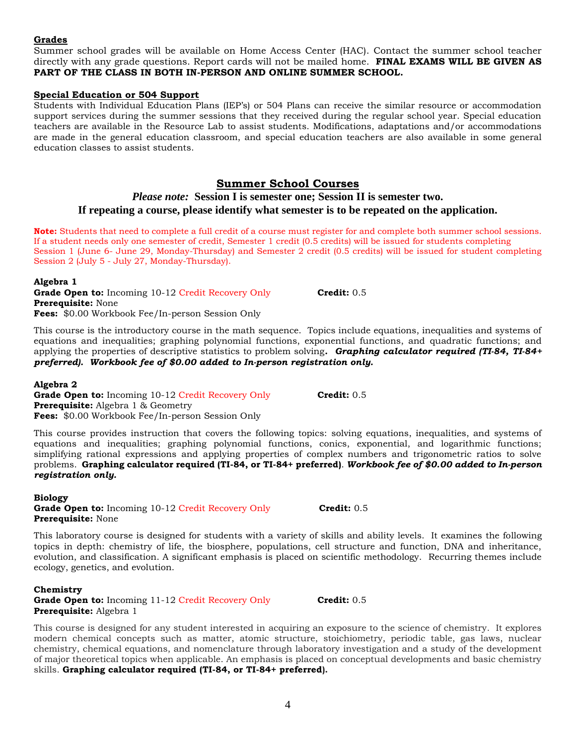**Grades**

Summer school grades will be available on Home Access Center (HAC). Contact the summer school teacher directly with any grade questions. Report cards will not be mailed home. **FINAL EXAMS WILL BE GIVEN AS PART OF THE CLASS IN BOTH IN-PERSON AND ONLINE SUMMER SCHOOL.**

**Special Education or 504 Support**

Students with Individual Education Plans (IEP's) or 504 Plans can receive the similar resource or accommodation support services during the summer sessions that they received during the regular school year. Special education teachers are available in the Resource Lab to assist students. Modifications, adaptations and/or accommodations are made in the general education classroom, and special education teachers are also available in some general education classes to assist students.

## Summer School Courses

***Please note:*** **Session I is semester one; Session II is semester two.**

**If repeating a course, please identify what semester is to be repeated on the application.**

**Note:** Students that need to complete a full credit of a course must register for and complete both summer school sessions. If a student needs only one semester of credit, Semester 1 credit (0.5 credits) will be issued for students completing Session 1 (June 6- June 29, Monday-Thursday) and Semester 2 credit (0.5 credits) will be issued for student completing Session 2 (July 5 - July 27, Monday-Thursday).

**Algebra 1**
**Grade Open to:** Incoming 10-12 Credit Recovery Only **Credit:** 0.5
**Prerequisite:** None
**Fees:** $0.00 Workbook Fee/In-person Session Only

This course is the introductory course in the math sequence. Topics include equations, inequalities and systems of equations and inequalities; graphing polynomial functions, exponential functions, and quadratic functions; and applying the properties of descriptive statistics to problem solving***. Graphing calculator required (TI-84, TI-84+ preferred). Workbook fee of $0.00 added to In-person registration only.***

**Algebra 2**
**Grade Open to:** Incoming 10-12 Credit Recovery Only **Credit:** 0.5
**Prerequisite:** Algebra 1 & Geometry
**Fees:** $0.00 Workbook Fee/In-person Session Only

This course provides instruction that covers the following topics: solving equations, inequalities, and systems of equations and inequalities; graphing polynomial functions, conics, exponential, and logarithmic functions; simplifying rational expressions and applying properties of complex numbers and trigonometric ratios to solve problems. **Graphing calculator required (TI-84, or TI-84+ preferred)**. ***Workbook fee of $0.00 added to In-person registration only.***

**Biology**
**Grade Open to:** Incoming 10-12 Credit Recovery Only **Credit:** 0.5
**Prerequisite:** None

This laboratory course is designed for students with a variety of skills and ability levels. It examines the following topics in depth: chemistry of life, the biosphere, populations, cell structure and function, DNA and inheritance, evolution, and classification. A significant emphasis is placed on scientific methodology. Recurring themes include ecology, genetics, and evolution.

**Chemistry**
**Grade Open to:** Incoming 11-12 Credit Recovery Only **Credit:** 0.5
**Prerequisite:** Algebra 1

This course is designed for any student interested in acquiring an exposure to the science of chemistry. It explores modern chemical concepts such as matter, atomic structure, stoichiometry, periodic table, gas laws, nuclear chemistry, chemical equations, and nomenclature through laboratory investigation and a study of the development of major theoretical topics when applicable. An emphasis is placed on conceptual developments and basic chemistry skills. **Graphing calculator required (TI-84, or TI-84+ preferred).**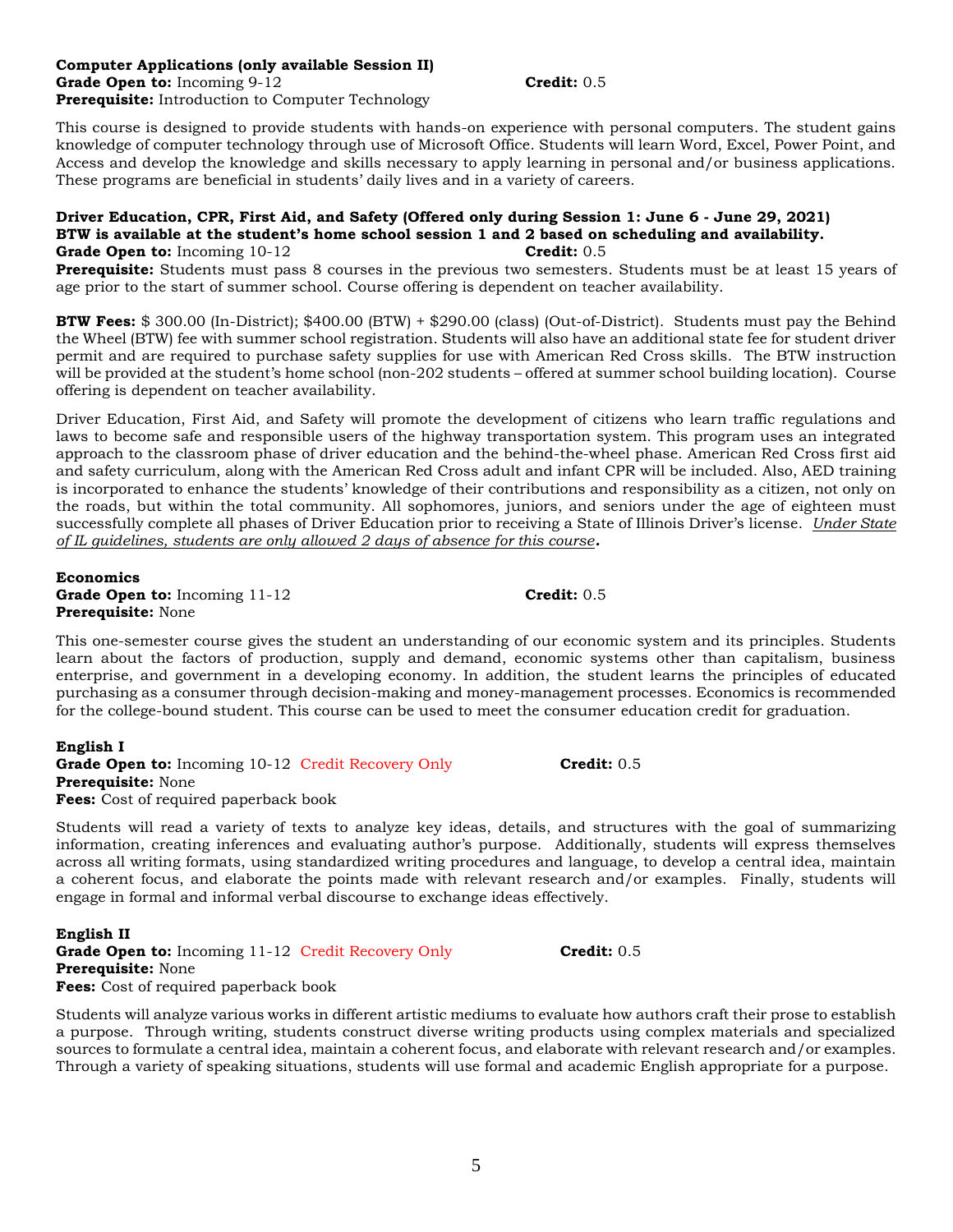**Computer Applications (only available Session II)**
**Grade Open to:** Incoming 9-12 **Credit:** 0.5
**Prerequisite:** Introduction to Computer Technology

This course is designed to provide students with hands-on experience with personal computers. The student gains knowledge of computer technology through use of Microsoft Office. Students will learn Word, Excel, Power Point, and Access and develop the knowledge and skills necessary to apply learning in personal and/or business applications. These programs are beneficial in students' daily lives and in a variety of careers.

**Driver Education, CPR, First Aid, and Safety (Offered only during Session 1: June 6 - June 29, 2021)**
**BTW is available at the student's home school session 1 and 2 based on scheduling and availability.**
**Grade Open to:** Incoming 10-12 **Credit:** 0.5
**Prerequisite:** Students must pass 8 courses in the previous two semesters. Students must be at least 15 years of age prior to the start of summer school. Course offering is dependent on teacher availability.

**BTW Fees:** $ 300.00 (In-District); $400.00 (BTW) + $290.00 (class) (Out-of-District). Students must pay the Behind the Wheel (BTW) fee with summer school registration. Students will also have an additional state fee for student driver permit and are required to purchase safety supplies for use with American Red Cross skills. The BTW instruction will be provided at the student's home school (non-202 students – offered at summer school building location). Course offering is dependent on teacher availability.

Driver Education, First Aid, and Safety will promote the development of citizens who learn traffic regulations and laws to become safe and responsible users of the highway transportation system. This program uses an integrated approach to the classroom phase of driver education and the behind-the-wheel phase. American Red Cross first aid and safety curriculum, along with the American Red Cross adult and infant CPR will be included. Also, AED training is incorporated to enhance the students' knowledge of their contributions and responsibility as a citizen, not only on the roads, but within the total community. All sophomores, juniors, and seniors under the age of eighteen must successfully complete all phases of Driver Education prior to receiving a State of Illinois Driver's license. *Under State of IL guidelines, students are only allowed 2 days of absence for this course***.**

**Economics**
**Grade Open to:** Incoming 11-12 **Credit:** 0.5
**Prerequisite:** None

This one-semester course gives the student an understanding of our economic system and its principles. Students learn about the factors of production, supply and demand, economic systems other than capitalism, business enterprise, and government in a developing economy. In addition, the student learns the principles of educated purchasing as a consumer through decision-making and money-management processes. Economics is recommended for the college-bound student. This course can be used to meet the consumer education credit for graduation.

**English I**
**Grade Open to:** Incoming 10-12 Credit Recovery Only **Credit:** 0.5
**Prerequisite:** None
**Fees:** Cost of required paperback book

Students will read a variety of texts to analyze key ideas, details, and structures with the goal of summarizing information, creating inferences and evaluating author's purpose. Additionally, students will express themselves across all writing formats, using standardized writing procedures and language, to develop a central idea, maintain a coherent focus, and elaborate the points made with relevant research and/or examples. Finally, students will engage in formal and informal verbal discourse to exchange ideas effectively.

**English II**
**Grade Open to:** Incoming 11-12 Credit Recovery Only **Credit:** 0.5
**Prerequisite:** None
**Fees:** Cost of required paperback book

Students will analyze various works in different artistic mediums to evaluate how authors craft their prose to establish a purpose. Through writing, students construct diverse writing products using complex materials and specialized sources to formulate a central idea, maintain a coherent focus, and elaborate with relevant research and/or examples. Through a variety of speaking situations, students will use formal and academic English appropriate for a purpose.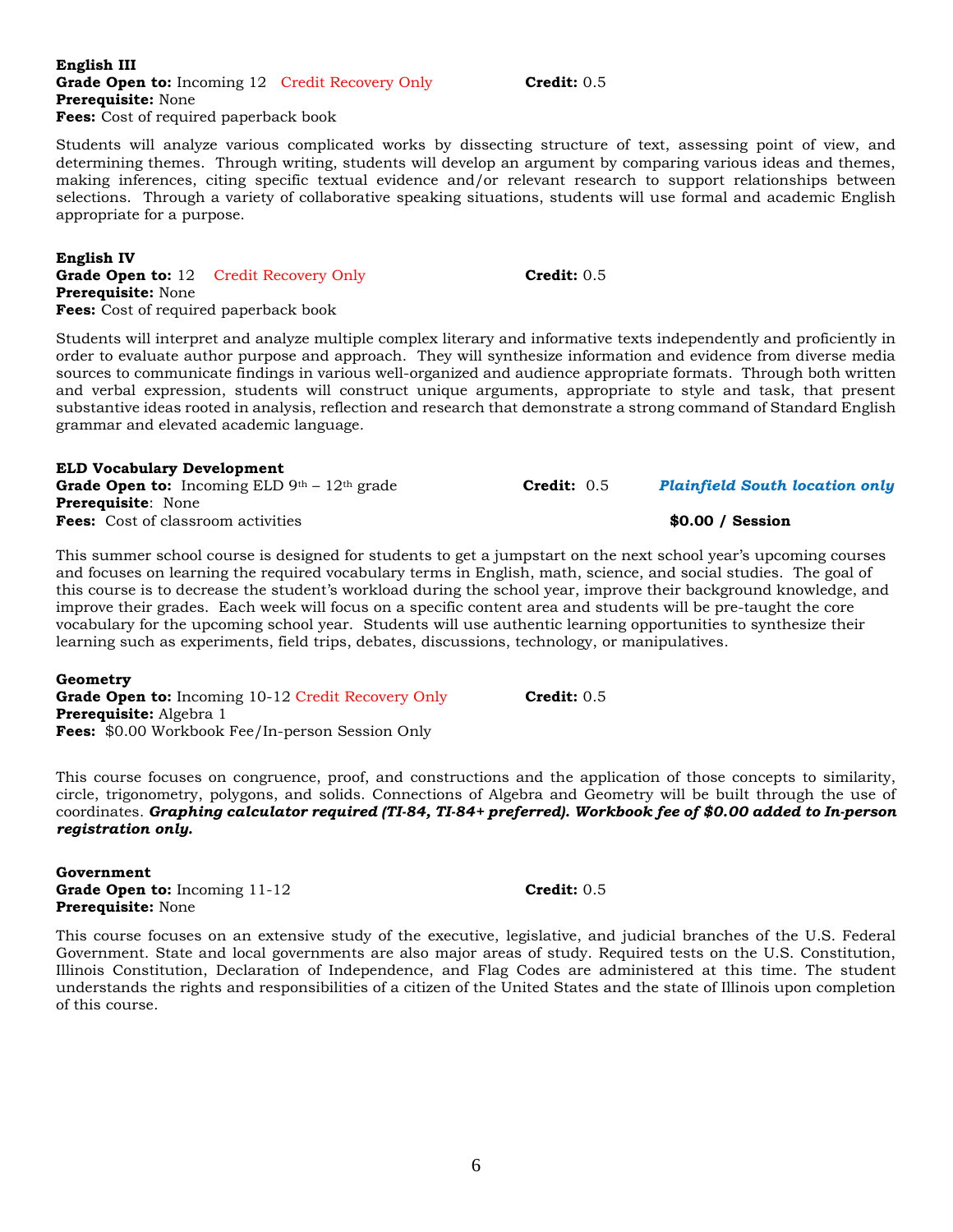**English III**
**Grade Open to:** Incoming 12 Credit Recovery Only **Credit:** 0.5
**Prerequisite:** None
**Fees:** Cost of required paperback book

Students will analyze various complicated works by dissecting structure of text, assessing point of view, and determining themes. Through writing, students will develop an argument by comparing various ideas and themes, making inferences, citing specific textual evidence and/or relevant research to support relationships between selections. Through a variety of collaborative speaking situations, students will use formal and academic English appropriate for a purpose.

**English IV**
**Grade Open to:** 12 Credit Recovery Only **Credit:** 0.5
**Prerequisite:** None
**Fees:** Cost of required paperback book

Students will interpret and analyze multiple complex literary and informative texts independently and proficiently in order to evaluate author purpose and approach. They will synthesize information and evidence from diverse media sources to communicate findings in various well-organized and audience appropriate formats. Through both written and verbal expression, students will construct unique arguments, appropriate to style and task, that present substantive ideas rooted in analysis, reflection and research that demonstrate a strong command of Standard English grammar and elevated academic language.

**ELD Vocabulary Development**
**Grade Open to:** Incoming ELD 9th – 12th grade **Credit:** 0.5 ***Plainfield South location only***
**Prerequisite**: None
**Fees:** Cost of classroom activities **$0.00 / Session**

This summer school course is designed for students to get a jumpstart on the next school year's upcoming courses and focuses on learning the required vocabulary terms in English, math, science, and social studies. The goal of this course is to decrease the student's workload during the school year, improve their background knowledge, and improve their grades. Each week will focus on a specific content area and students will be pre-taught the core vocabulary for the upcoming school year. Students will use authentic learning opportunities to synthesize their learning such as experiments, field trips, debates, discussions, technology, or manipulatives.

**Geometry**
**Grade Open to:** Incoming 10-12 Credit Recovery Only **Credit:** 0.5
**Prerequisite:** Algebra 1
**Fees:** $0.00 Workbook Fee/In-person Session Only

This course focuses on congruence, proof, and constructions and the application of those concepts to similarity, circle, trigonometry, polygons, and solids. Connections of Algebra and Geometry will be built through the use of coordinates. ***Graphing calculator required (TI-84, TI-84+ preferred). Workbook fee of $0.00 added to In-person registration only.***

**Government**
**Grade Open to:** Incoming 11-12 **Credit:** 0.5
**Prerequisite:** None

This course focuses on an extensive study of the executive, legislative, and judicial branches of the U.S. Federal Government. State and local governments are also major areas of study. Required tests on the U.S. Constitution, Illinois Constitution, Declaration of Independence, and Flag Codes are administered at this time. The student understands the rights and responsibilities of a citizen of the United States and the state of Illinois upon completion of this course.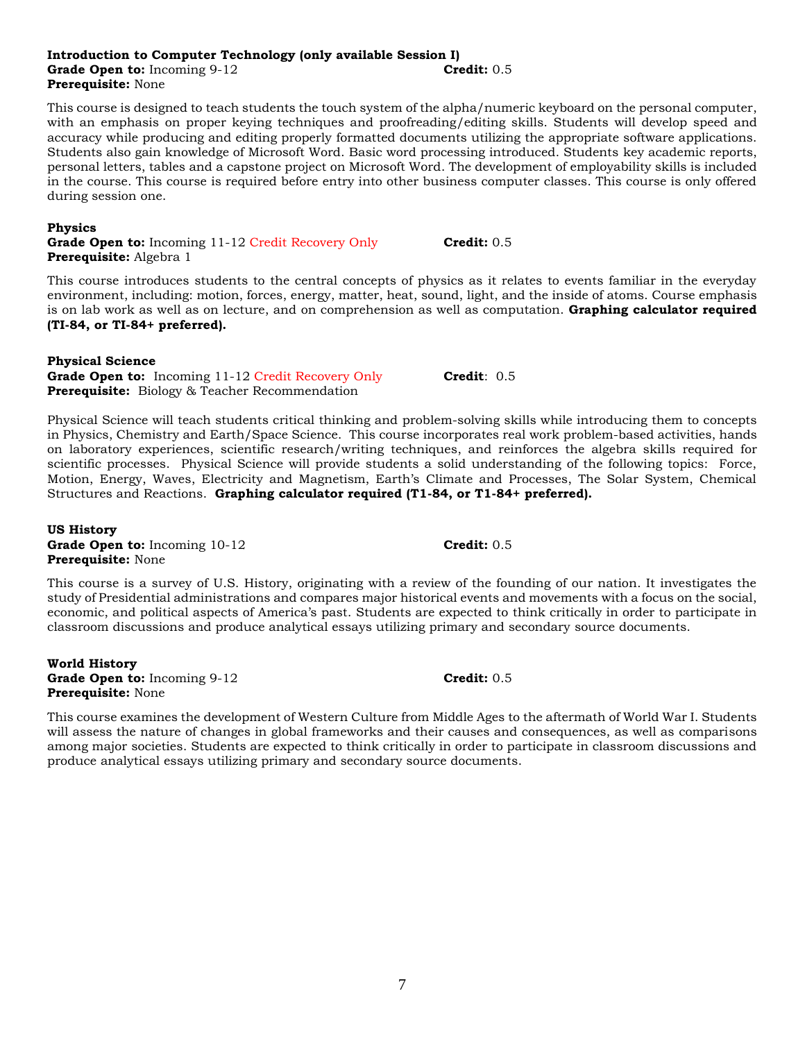**Introduction to Computer Technology (only available Session I)**
**Grade Open to:** Incoming 9-12 **Credit:** 0.5
**Prerequisite:** None

This course is designed to teach students the touch system of the alpha/numeric keyboard on the personal computer, with an emphasis on proper keying techniques and proofreading/editing skills. Students will develop speed and accuracy while producing and editing properly formatted documents utilizing the appropriate software applications. Students also gain knowledge of Microsoft Word. Basic word processing introduced. Students key academic reports, personal letters, tables and a capstone project on Microsoft Word. The development of employability skills is included in the course. This course is required before entry into other business computer classes. This course is only offered during session one.

**Physics**
**Grade Open to:** Incoming 11-12 Credit Recovery Only **Credit:** 0.5
**Prerequisite:** Algebra 1

This course introduces students to the central concepts of physics as it relates to events familiar in the everyday environment, including: motion, forces, energy, matter, heat, sound, light, and the inside of atoms. Course emphasis is on lab work as well as on lecture, and on comprehension as well as computation. **Graphing calculator required (TI-84, or TI-84+ preferred).**

**Physical Science**
**Grade Open to:** Incoming 11-12 Credit Recovery Only **Credit**: 0.5
**Prerequisite:** Biology & Teacher Recommendation

Physical Science will teach students critical thinking and problem-solving skills while introducing them to concepts in Physics, Chemistry and Earth/Space Science. This course incorporates real work problem-based activities, hands on laboratory experiences, scientific research/writing techniques, and reinforces the algebra skills required for scientific processes. Physical Science will provide students a solid understanding of the following topics: Force, Motion, Energy, Waves, Electricity and Magnetism, Earth's Climate and Processes, The Solar System, Chemical Structures and Reactions. **Graphing calculator required (T1-84, or T1-84+ preferred).**

**US History**
**Grade Open to:** Incoming 10-12 **Credit:** 0.5
**Prerequisite:** None

This course is a survey of U.S. History, originating with a review of the founding of our nation. It investigates the study of Presidential administrations and compares major historical events and movements with a focus on the social, economic, and political aspects of America's past. Students are expected to think critically in order to participate in classroom discussions and produce analytical essays utilizing primary and secondary source documents.

**World History**
**Grade Open to:** Incoming 9-12 **Credit:** 0.5
**Prerequisite:** None

This course examines the development of Western Culture from Middle Ages to the aftermath of World War I. Students will assess the nature of changes in global frameworks and their causes and consequences, as well as comparisons among major societies. Students are expected to think critically in order to participate in classroom discussions and produce analytical essays utilizing primary and secondary source documents.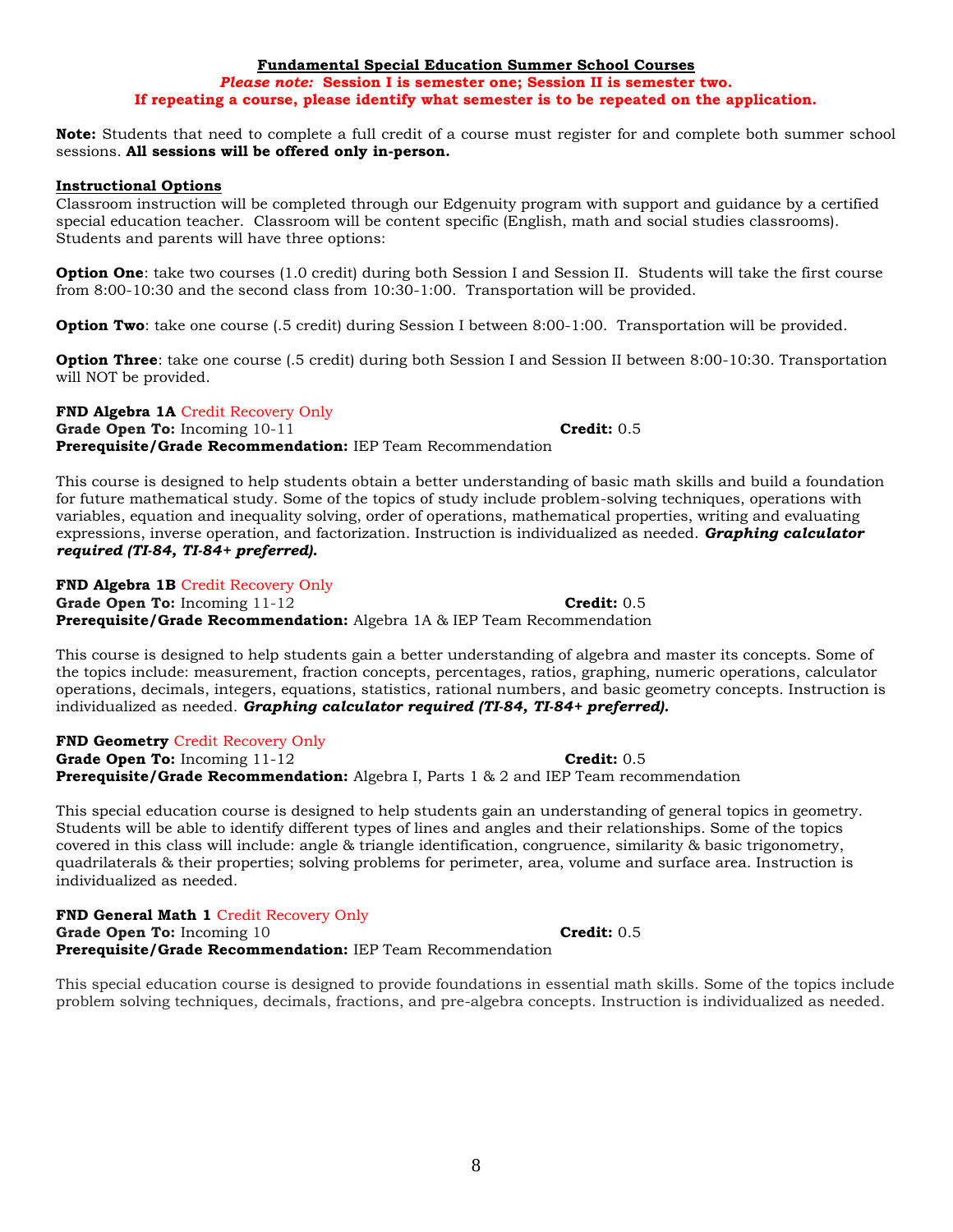## Fundamental Special Education Summer School Courses

***Please note:* Session I is semester one; Session II is semester two.**

**If repeating a course, please identify what semester is to be repeated on the application.**

**Note:** Students that need to complete a full credit of a course must register for and complete both summer school sessions. **All sessions will be offered only in-person.**

### Instructional Options

Classroom instruction will be completed through our Edgenuity program with support and guidance by a certified special education teacher. Classroom will be content specific (English, math and social studies classrooms). Students and parents will have three options:

**Option One**: take two courses (1.0 credit) during both Session I and Session II. Students will take the first course from 8:00-10:30 and the second class from 10:30-1:00. Transportation will be provided.

**Option Two**: take one course (.5 credit) during Session I between 8:00-1:00. Transportation will be provided.

**Option Three**: take one course (.5 credit) during both Session I and Session II between 8:00-10:30. Transportation will NOT be provided.

**FND Algebra 1A** Credit Recovery Only
**Grade Open To:** Incoming 10-11 **Credit:** 0.5
**Prerequisite/Grade Recommendation:** IEP Team Recommendation

This course is designed to help students obtain a better understanding of basic math skills and build a foundation for future mathematical study. Some of the topics of study include problem-solving techniques, operations with variables, equation and inequality solving, order of operations, mathematical properties, writing and evaluating expressions, inverse operation, and factorization. Instruction is individualized as needed. ***Graphing calculator required (TI-84, TI-84+ preferred).***

**FND Algebra 1B** Credit Recovery Only
**Grade Open To:** Incoming 11-12 **Credit:** 0.5
**Prerequisite/Grade Recommendation:** Algebra 1A & IEP Team Recommendation

This course is designed to help students gain a better understanding of algebra and master its concepts. Some of the topics include: measurement, fraction concepts, percentages, ratios, graphing, numeric operations, calculator operations, decimals, integers, equations, statistics, rational numbers, and basic geometry concepts. Instruction is individualized as needed. ***Graphing calculator required (TI-84, TI-84+ preferred).***

**FND Geometry** Credit Recovery Only
**Grade Open To:** Incoming 11-12 **Credit:** 0.5
**Prerequisite/Grade Recommendation:** Algebra I, Parts 1 & 2 and IEP Team recommendation

This special education course is designed to help students gain an understanding of general topics in geometry. Students will be able to identify different types of lines and angles and their relationships. Some of the topics covered in this class will include: angle & triangle identification, congruence, similarity & basic trigonometry, quadrilaterals & their properties; solving problems for perimeter, area, volume and surface area. Instruction is individualized as needed.

**FND General Math 1** Credit Recovery Only
**Grade Open To:** Incoming 10 **Credit:** 0.5
**Prerequisite/Grade Recommendation:** IEP Team Recommendation

This special education course is designed to provide foundations in essential math skills. Some of the topics include problem solving techniques, decimals, fractions, and pre-algebra concepts. Instruction is individualized as needed.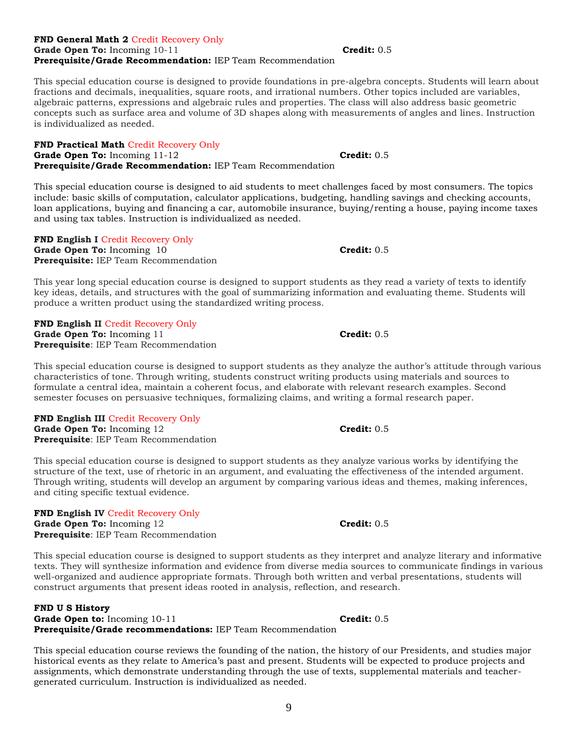**FND General Math 2** Credit Recovery Only
**Grade Open To:** Incoming 10-11 **Credit:** 0.5
**Prerequisite/Grade Recommendation:** IEP Team Recommendation

This special education course is designed to provide foundations in pre-algebra concepts. Students will learn about fractions and decimals, inequalities, square roots, and irrational numbers. Other topics included are variables, algebraic patterns, expressions and algebraic rules and properties. The class will also address basic geometric concepts such as surface area and volume of 3D shapes along with measurements of angles and lines. Instruction is individualized as needed.

**FND Practical Math** Credit Recovery Only
**Grade Open To:** Incoming 11-12 **Credit:** 0.5
**Prerequisite/Grade Recommendation:** IEP Team Recommendation

This special education course is designed to aid students to meet challenges faced by most consumers. The topics include: basic skills of computation, calculator applications, budgeting, handling savings and checking accounts, loan applications, buying and financing a car, automobile insurance, buying/renting a house, paying income taxes and using tax tables. Instruction is individualized as needed.

**FND English I** Credit Recovery Only
**Grade Open To:** Incoming 10 **Credit:** 0.5
**Prerequisite:** IEP Team Recommendation

This year long special education course is designed to support students as they read a variety of texts to identify key ideas, details, and structures with the goal of summarizing information and evaluating theme. Students will produce a written product using the standardized writing process.

**FND English II** Credit Recovery Only
**Grade Open To:** Incoming 11 **Credit:** 0.5
**Prerequisite**: IEP Team Recommendation

This special education course is designed to support students as they analyze the author's attitude through various characteristics of tone. Through writing, students construct writing products using materials and sources to formulate a central idea, maintain a coherent focus, and elaborate with relevant research examples. Second semester focuses on persuasive techniques, formalizing claims, and writing a formal research paper.

**FND English III** Credit Recovery Only
**Grade Open To:** Incoming 12 **Credit:** 0.5
**Prerequisite**: IEP Team Recommendation

This special education course is designed to support students as they analyze various works by identifying the structure of the text, use of rhetoric in an argument, and evaluating the effectiveness of the intended argument. Through writing, students will develop an argument by comparing various ideas and themes, making inferences, and citing specific textual evidence.

**FND English IV** Credit Recovery Only
**Grade Open To:** Incoming 12 **Credit:** 0.5
**Prerequisite**: IEP Team Recommendation

This special education course is designed to support students as they interpret and analyze literary and informative texts. They will synthesize information and evidence from diverse media sources to communicate findings in various well-organized and audience appropriate formats. Through both written and verbal presentations, students will construct arguments that present ideas rooted in analysis, reflection, and research.

**FND U S History**
**Grade Open to:** Incoming 10-11 **Credit:** 0.5
**Prerequisite/Grade recommendations:** IEP Team Recommendation

This special education course reviews the founding of the nation, the history of our Presidents, and studies major historical events as they relate to America's past and present. Students will be expected to produce projects and assignments, which demonstrate understanding through the use of texts, supplemental materials and teacher-generated curriculum. Instruction is individualized as needed.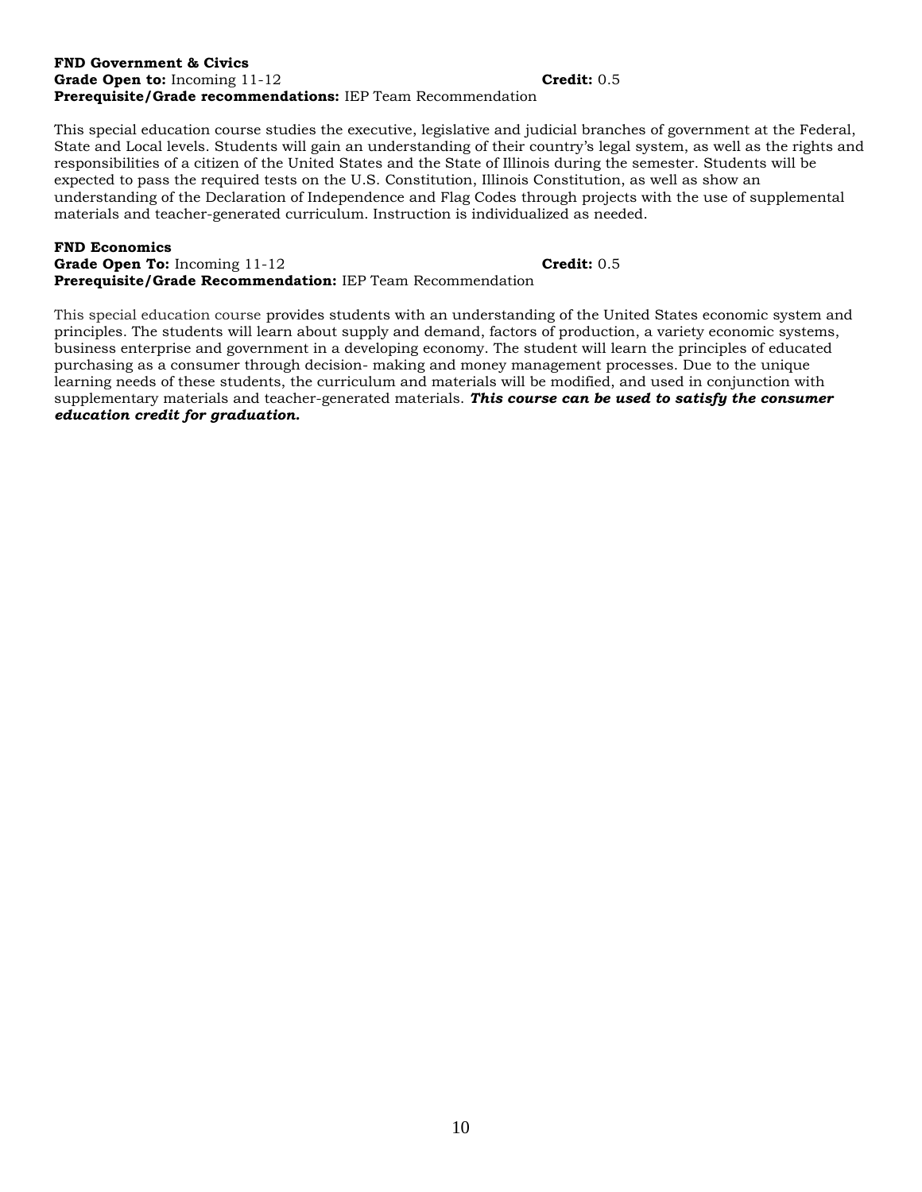**FND Government & Civics**
**Grade Open to:** Incoming 11-12 **Credit:** 0.5
**Prerequisite/Grade recommendations:** IEP Team Recommendation

This special education course studies the executive, legislative and judicial branches of government at the Federal, State and Local levels. Students will gain an understanding of their country's legal system, as well as the rights and responsibilities of a citizen of the United States and the State of Illinois during the semester. Students will be expected to pass the required tests on the U.S. Constitution, Illinois Constitution, as well as show an understanding of the Declaration of Independence and Flag Codes through projects with the use of supplemental materials and teacher-generated curriculum. Instruction is individualized as needed.

**FND Economics**
**Grade Open To:** Incoming 11-12 **Credit:** 0.5
**Prerequisite/Grade Recommendation:** IEP Team Recommendation

This special education course provides students with an understanding of the United States economic system and principles. The students will learn about supply and demand, factors of production, a variety economic systems, business enterprise and government in a developing economy. The student will learn the principles of educated purchasing as a consumer through decision- making and money management processes. Due to the unique learning needs of these students, the curriculum and materials will be modified, and used in conjunction with supplementary materials and teacher-generated materials. ***This course can be used to satisfy the consumer education credit for graduation.***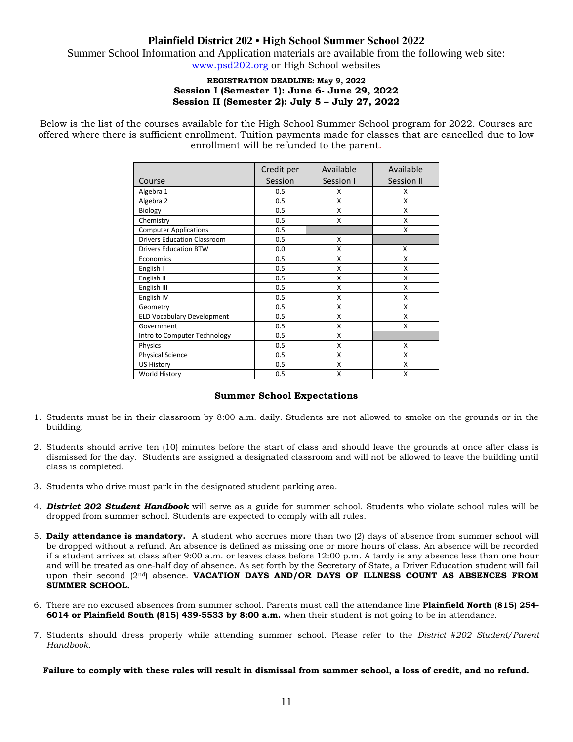# Plainfield District 202 • High School Summer School 2022

Summer School Information and Application materials are available from the following web site: www.psd202.org or High School websites

**REGISTRATION DEADLINE: May 9, 2022**
**Session I (Semester 1): June 6- June 29, 2022**
**Session II (Semester 2): July 5 – July 27, 2022**

Below is the list of the courses available for the High School Summer School program for 2022. Courses are offered where there is sufficient enrollment. Tuition payments made for classes that are cancelled due to low enrollment will be refunded to the parent.

| Course | Credit per Session | Available Session I | Available Session II |
|---|---|---|---|
| Algebra 1 | 0.5 | X | X |
| Algebra 2 | 0.5 | X | X |
| Biology | 0.5 | X | X |
| Chemistry | 0.5 | X | X |
| Computer Applications | 0.5 | | X |
| Drivers Education Classroom | 0.5 | X | |
| Drivers Education BTW | 0.0 | X | X |
| Economics | 0.5 | X | X |
| English I | 0.5 | X | X |
| English II | 0.5 | X | X |
| English III | 0.5 | X | X |
| English IV | 0.5 | X | X |
| Geometry | 0.5 | X | X |
| ELD Vocabulary Development | 0.5 | X | X |
| Government | 0.5 | X | X |
| Intro to Computer Technology | 0.5 | X | |
| Physics | 0.5 | X | X |
| Physical Science | 0.5 | X | X |
| US History | 0.5 | X | X |
| World History | 0.5 | X | X |

## Summer School Expectations

1. Students must be in their classroom by 8:00 a.m. daily. Students are not allowed to smoke on the grounds or in the building.

2. Students should arrive ten (10) minutes before the start of class and should leave the grounds at once after class is dismissed for the day. Students are assigned a designated classroom and will not be allowed to leave the building until class is completed.

3. Students who drive must park in the designated student parking area.

4. ***District 202 Student Handbook*** will serve as a guide for summer school. Students who violate school rules will be dropped from summer school. Students are expected to comply with all rules.

5. **Daily attendance is mandatory.** A student who accrues more than two (2) days of absence from summer school will be dropped without a refund. An absence is defined as missing one or more hours of class. An absence will be recorded if a student arrives at class after 9:00 a.m. or leaves class before 12:00 p.m. A tardy is any absence less than one hour and will be treated as one-half day of absence. As set forth by the Secretary of State, a Driver Education student will fail upon their second (2nd) absence. **VACATION DAYS AND/OR DAYS OF ILLNESS COUNT AS ABSENCES FROM SUMMER SCHOOL.**

6. There are no excused absences from summer school. Parents must call the attendance line **Plainfield North (815) 254-6014 or Plainfield South (815) 439-5533 by 8:00 a.m.** when their student is not going to be in attendance.

7. Students should dress properly while attending summer school. Please refer to the *District #202 Student/Parent Handbook*.

**Failure to comply with these rules will result in dismissal from summer school, a loss of credit, and no refund.**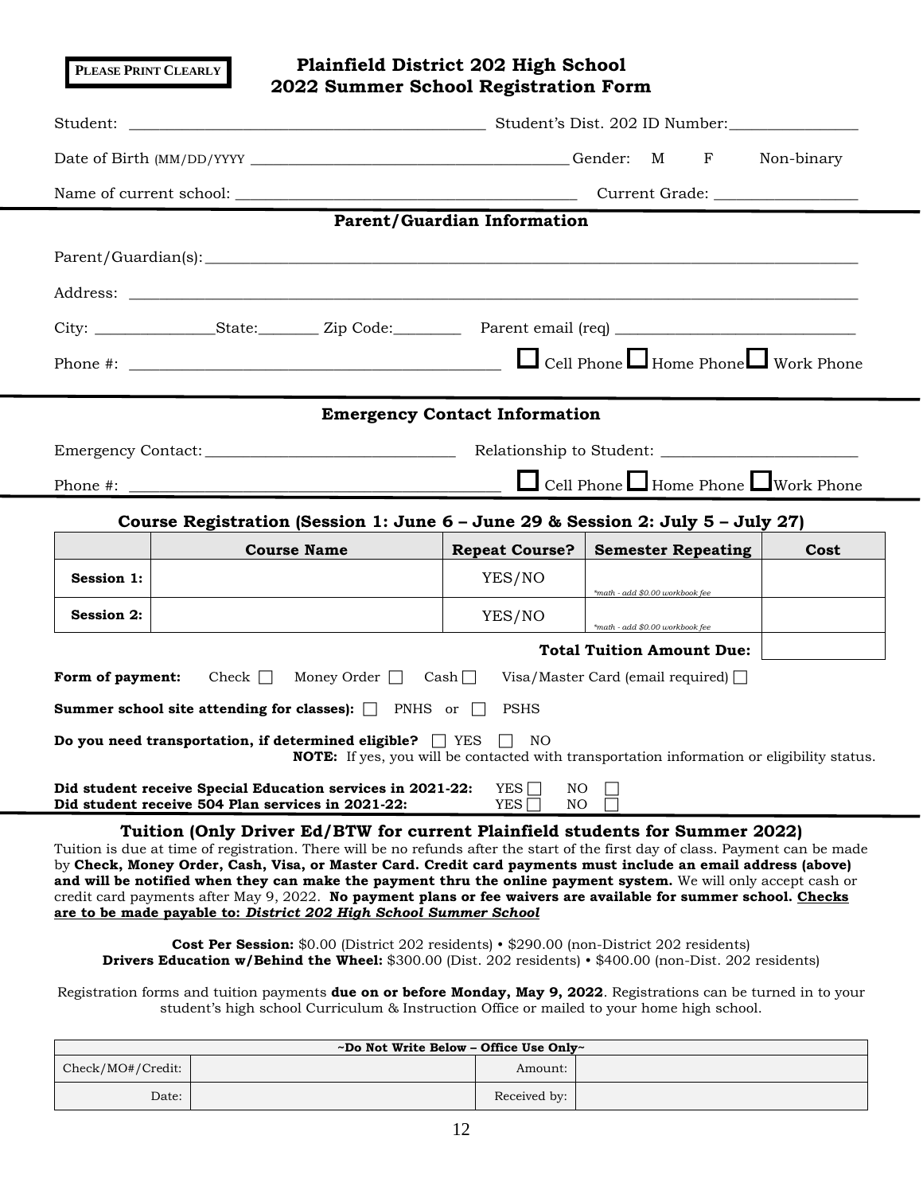**PLEASE PRINT CLEARLY**

# Plainfield District 202 High School
# 2022 Summer School Registration Form

Student: ___________________________________________ Student's Dist. 202 ID Number:________________

Date of Birth (MM/DD/YYYY ________________________________________ Gender: M F Non-binary

Name of current school: ___________________________________________ Current Grade: __________________

## Parent/Guardian Information

Parent/Guardian(s):___________________________________________________________________________________

Address: ____________________________________________________________________________________________

City: _______________State:________ Zip Code:_________ Parent email (req) ______________________________

Phone #: ______________________________________________ ☐ Cell Phone ☐ Home Phone ☐ Work Phone

## Emergency Contact Information

Emergency Contact:______________________________ Relationship to Student: ________________________

Phone #: ______________________________________________ ☐ Cell Phone ☐ Home Phone ☐ Work Phone

## Course Registration (Session 1: June 6 – June 29 & Session 2: July 5 – July 27)

| | Course Name | Repeat Course? | Semester Repeating | Cost |
|---|---|---|---|---|
| **Session 1:** | | YES/NO | *math - add $0.00 workbook fee* | |
| **Session 2:** | | YES/NO | *math - add $0.00 workbook fee* | |
| | | | **Total Tuition Amount Due:** | |

**Form of payment:** Check ☐ Money Order ☐ Cash ☐ Visa/Master Card (email required) ☐

**Summer school site attending for classes):** ☐ PNHS or ☐ PSHS

**Do you need transportation, if determined eligible?** ☐ YES ☐ NO
**NOTE:** If yes, you will be contacted with transportation information or eligibility status.

**Did student receive Special Education services in 2021-22:** YES ☐ NO ☐
**Did student receive 504 Plan services in 2021-22:** YES ☐ NO ☐

## Tuition (Only Driver Ed/BTW for current Plainfield students for Summer 2022)

Tuition is due at time of registration. There will be no refunds after the start of the first day of class. Payment can be made by **Check, Money Order, Cash, Visa, or Master Card. Credit card payments must include an email address (above) and will be notified when they can make the payment thru the online payment system.** We will only accept cash or credit card payments after May 9, 2022. **No payment plans or fee waivers are available for summer school. Checks are to be made payable to: *District 202 High School Summer School***

**Cost Per Session:** $0.00 (District 202 residents) • $290.00 (non-District 202 residents)
**Drivers Education w/Behind the Wheel:** $300.00 (Dist. 202 residents) • $400.00 (non-Dist. 202 residents)

Registration forms and tuition payments **due on or before Monday, May 9, 2022**. Registrations can be turned in to your student's high school Curriculum & Instruction Office or mailed to your home high school.

| ~Do Not Write Below – Office Use Only~ | | | |
|---|---|---|---|
| Check/MO#/Credit: | | Amount: | |
| Date: | | Received by: | |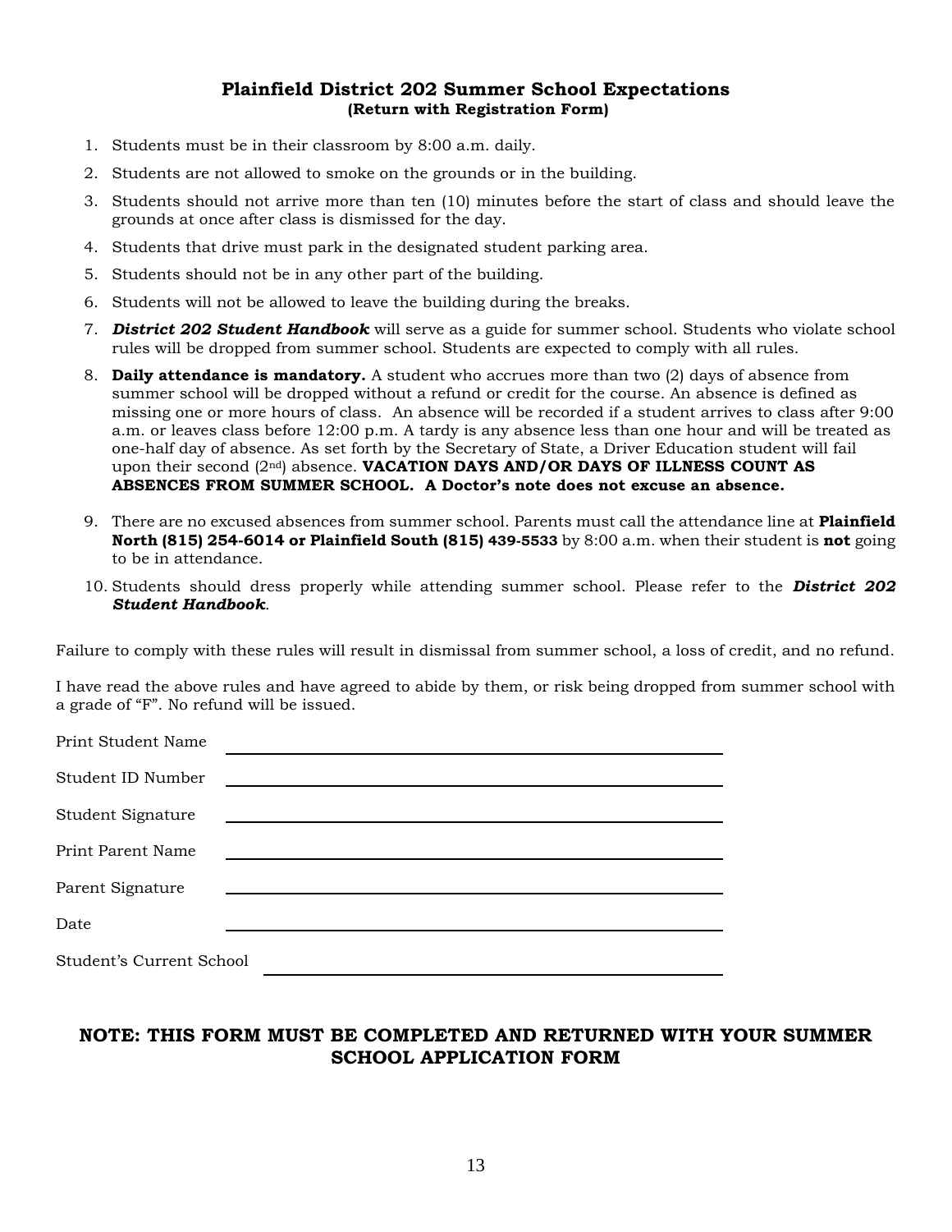## Plainfield District 202 Summer School Expectations

**(Return with Registration Form)**

1. Students must be in their classroom by 8:00 a.m. daily.
2. Students are not allowed to smoke on the grounds or in the building.
3. Students should not arrive more than ten (10) minutes before the start of class and should leave the grounds at once after class is dismissed for the day.
4. Students that drive must park in the designated student parking area.
5. Students should not be in any other part of the building.
6. Students will not be allowed to leave the building during the breaks.
7. ***District 202 Student Handbook*** will serve as a guide for summer school. Students who violate school rules will be dropped from summer school. Students are expected to comply with all rules.
8. **Daily attendance is mandatory.** A student who accrues more than two (2) days of absence from summer school will be dropped without a refund or credit for the course. An absence is defined as missing one or more hours of class. An absence will be recorded if a student arrives to class after 9:00 a.m. or leaves class before 12:00 p.m. A tardy is any absence less than one hour and will be treated as one-half day of absence. As set forth by the Secretary of State, a Driver Education student will fail upon their second (2nd) absence. **VACATION DAYS AND/OR DAYS OF ILLNESS COUNT AS ABSENCES FROM SUMMER SCHOOL. A Doctor's note does not excuse an absence.**
9. There are no excused absences from summer school. Parents must call the attendance line at **Plainfield North (815) 254-6014 or Plainfield South (815) 439-5533** by 8:00 a.m. when their student is **not** going to be in attendance.
10. Students should dress properly while attending summer school. Please refer to the ***District 202 Student Handbook***.

Failure to comply with these rules will result in dismissal from summer school, a loss of credit, and no refund.

I have read the above rules and have agreed to abide by them, or risk being dropped from summer school with a grade of "F". No refund will be issued.

Print Student Name ______________________________

Student ID Number ______________________________

Student Signature ______________________________

Print Parent Name ______________________________

Parent Signature ______________________________

Date ______________________________

Student's Current School ______________________________

**NOTE: THIS FORM MUST BE COMPLETED AND RETURNED WITH YOUR SUMMER SCHOOL APPLICATION FORM**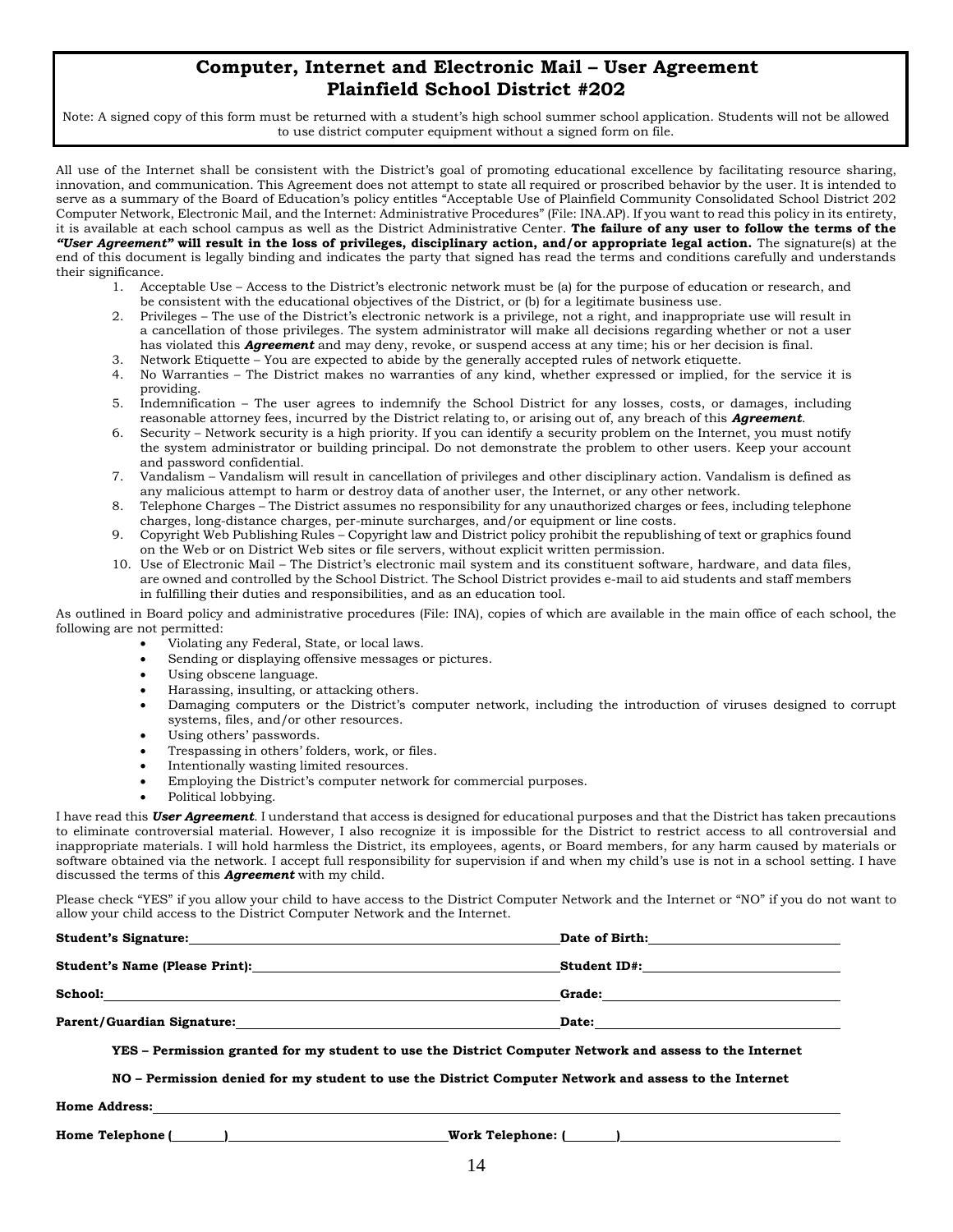# Computer, Internet and Electronic Mail – User Agreement
# Plainfield School District #202

Note: A signed copy of this form must be returned with a student's high school summer school application. Students will not be allowed to use district computer equipment without a signed form on file.

All use of the Internet shall be consistent with the District's goal of promoting educational excellence by facilitating resource sharing, innovation, and communication. This Agreement does not attempt to state all required or proscribed behavior by the user. It is intended to serve as a summary of the Board of Education's policy entitles "Acceptable Use of Plainfield Community Consolidated School District 202 Computer Network, Electronic Mail, and the Internet: Administrative Procedures" (File: INA.AP). If you want to read this policy in its entirety, it is available at each school campus as well as the District Administrative Center. **The failure of any user to follow the terms of the *"User Agreement"* will result in the loss of privileges, disciplinary action, and/or appropriate legal action.** The signature(s) at the end of this document is legally binding and indicates the party that signed has read the terms and conditions carefully and understands their significance.

1. Acceptable Use – Access to the District's electronic network must be (a) for the purpose of education or research, and be consistent with the educational objectives of the District, or (b) for a legitimate business use.
2. Privileges – The use of the District's electronic network is a privilege, not a right, and inappropriate use will result in a cancellation of those privileges. The system administrator will make all decisions regarding whether or not a user has violated this ***Agreement*** and may deny, revoke, or suspend access at any time; his or her decision is final.
3. Network Etiquette – You are expected to abide by the generally accepted rules of network etiquette.
4. No Warranties – The District makes no warranties of any kind, whether expressed or implied, for the service it is providing.
5. Indemnification – The user agrees to indemnify the School District for any losses, costs, or damages, including reasonable attorney fees, incurred by the District relating to, or arising out of, any breach of this ***Agreement***.
6. Security – Network security is a high priority. If you can identify a security problem on the Internet, you must notify the system administrator or building principal. Do not demonstrate the problem to other users. Keep your account and password confidential.
7. Vandalism – Vandalism will result in cancellation of privileges and other disciplinary action. Vandalism is defined as any malicious attempt to harm or destroy data of another user, the Internet, or any other network.
8. Telephone Charges – The District assumes no responsibility for any unauthorized charges or fees, including telephone charges, long-distance charges, per-minute surcharges, and/or equipment or line costs.
9. Copyright Web Publishing Rules – Copyright law and District policy prohibit the republishing of text or graphics found on the Web or on District Web sites or file servers, without explicit written permission.
10. Use of Electronic Mail – The District's electronic mail system and its constituent software, hardware, and data files, are owned and controlled by the School District. The School District provides e-mail to aid students and staff members in fulfilling their duties and responsibilities, and as an education tool.

As outlined in Board policy and administrative procedures (File: INA), copies of which are available in the main office of each school, the following are not permitted:

- Violating any Federal, State, or local laws.
- Sending or displaying offensive messages or pictures.
- Using obscene language.
- Harassing, insulting, or attacking others.
- Damaging computers or the District's computer network, including the introduction of viruses designed to corrupt systems, files, and/or other resources.
- Using others' passwords.
- Trespassing in others' folders, work, or files.
- Intentionally wasting limited resources.
- Employing the District's computer network for commercial purposes.
- Political lobbying.

I have read this ***User Agreement***. I understand that access is designed for educational purposes and that the District has taken precautions to eliminate controversial material. However, I also recognize it is impossible for the District to restrict access to all controversial and inappropriate materials. I will hold harmless the District, its employees, agents, or Board members, for any harm caused by materials or software obtained via the network. I accept full responsibility for supervision if and when my child's use is not in a school setting. I have discussed the terms of this ***Agreement*** with my child.

Please check "YES" if you allow your child to have access to the District Computer Network and the Internet or "NO" if you do not want to allow your child access to the District Computer Network and the Internet.

**Student's Signature:**\_\_\_\_\_\_\_\_\_\_\_\_\_\_\_\_\_\_\_\_\_\_\_\_\_\_\_\_ **Date of Birth:**\_\_\_\_\_\_\_\_\_\_\_\_\_\_\_\_

**Student's Name (Please Print):**\_\_\_\_\_\_\_\_\_\_\_\_\_\_\_\_\_\_\_\_\_\_\_\_ **Student ID#:**\_\_\_\_\_\_\_\_\_\_\_\_\_\_\_\_

**School:**\_\_\_\_\_\_\_\_\_\_\_\_\_\_\_\_\_\_\_\_\_\_\_\_\_\_\_\_\_\_\_\_\_\_\_\_ **Grade:**\_\_\_\_\_\_\_\_\_\_\_\_\_\_\_\_

**Parent/Guardian Signature:**\_\_\_\_\_\_\_\_\_\_\_\_\_\_\_\_\_\_\_\_\_\_\_\_\_\_ **Date:**\_\_\_\_\_\_\_\_\_\_\_\_\_\_\_\_

**YES – Permission granted for my student to use the District Computer Network and assess to the Internet**

**NO – Permission denied for my student to use the District Computer Network and assess to the Internet**

**Home Address:**\_\_\_\_\_\_\_\_\_\_\_\_\_\_\_\_\_\_\_\_\_\_\_\_\_\_\_\_\_\_\_\_\_\_\_\_\_\_\_\_\_\_\_\_\_\_\_\_

**Home Telephone (\_\_\_\_\_\_\_)**\_\_\_\_\_\_\_\_\_\_\_\_\_\_\_\_\_\_\_\_ **Work Telephone: (\_\_\_\_\_\_\_)**\_\_\_\_\_\_\_\_\_\_\_\_\_\_\_\_\_\_\_\_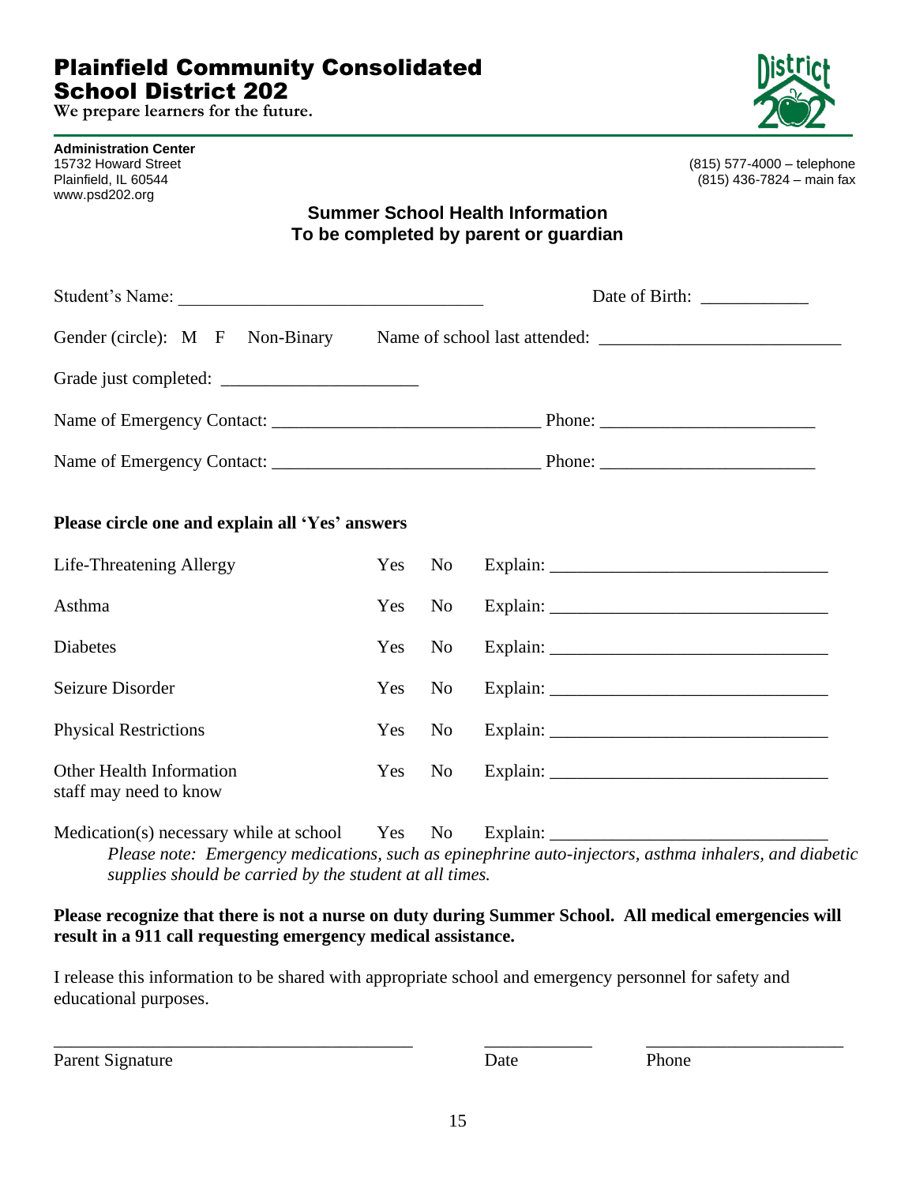# Plainfield Community Consolidated School District 202

**We prepare learners for the future.**

**Administration Center**
15732 Howard Street
Plainfield, IL 60544
www.psd202.org

(815) 577-4000 – telephone
(815) 436-7824 – main fax

## Summer School Health Information
## To be completed by parent or guardian

Student's Name: ________________________________ Date of Birth: ___________

Gender (circle): M F Non-Binary Name of school last attended: ________________________

Grade just completed: ____________________

Name of Emergency Contact: ____________________________ Phone: ______________________

Name of Emergency Contact: ____________________________ Phone: ______________________

**Please circle one and explain all 'Yes' answers**

| | | | |
|---|---|---|---|
| Life-Threatening Allergy | Yes | No | Explain: ____________________________ |
| Asthma | Yes | No | Explain: ____________________________ |
| Diabetes | Yes | No | Explain: ____________________________ |
| Seizure Disorder | Yes | No | Explain: ____________________________ |
| Physical Restrictions | Yes | No | Explain: ____________________________ |
| Other Health Information staff may need to know | Yes | No | Explain: ____________________________ |
| Medication(s) necessary while at school | Yes | No | Explain: ____________________________ |

*Please note: Emergency medications, such as epinephrine auto-injectors, asthma inhalers, and diabetic supplies should be carried by the student at all times.*

**Please recognize that there is not a nurse on duty during Summer School. All medical emergencies will result in a 911 call requesting emergency medical assistance.**

I release this information to be shared with appropriate school and emergency personnel for safety and educational purposes.

______________________________________ ___________ ____________________

Parent Signature Date Phone